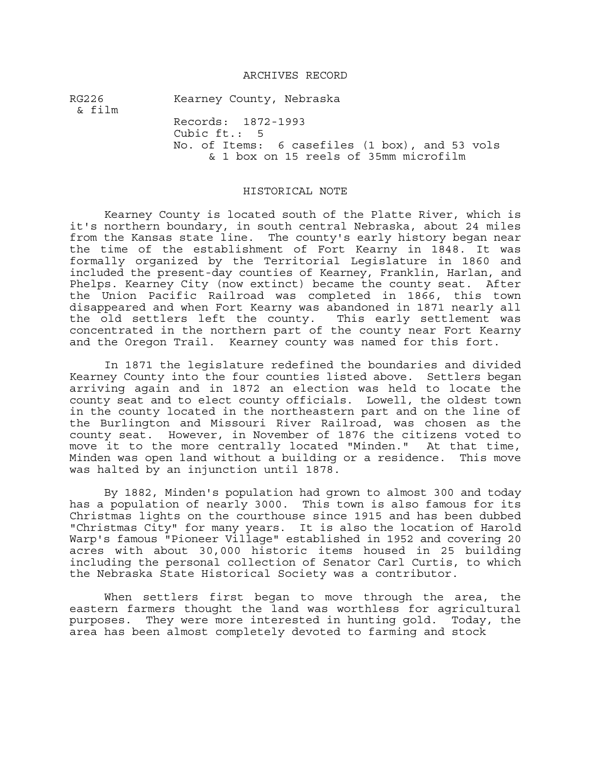# ARCHIVES RECORD

RG226
& film

Kearney County, Nebraska

Records: 1872-1993
Cubic ft.: 5
No. of Items: 6 casefiles (1 box), and 53 vols & 1 box on 15 reels of 35mm microfilm

## HISTORICAL NOTE

Kearney County is located south of the Platte River, which is it's northern boundary, in south central Nebraska, about 24 miles from the Kansas state line. The county's early history began near the time of the establishment of Fort Kearny in 1848. It was formally organized by the Territorial Legislature in 1860 and included the present-day counties of Kearney, Franklin, Harlan, and Phelps. Kearney City (now extinct) became the county seat. After the Union Pacific Railroad was completed in 1866, this town disappeared and when Fort Kearny was abandoned in 1871 nearly all the old settlers left the county. This early settlement was concentrated in the northern part of the county near Fort Kearny and the Oregon Trail. Kearney county was named for this fort.

In 1871 the legislature redefined the boundaries and divided Kearney County into the four counties listed above. Settlers began arriving again and in 1872 an election was held to locate the county seat and to elect county officials. Lowell, the oldest town in the county located in the northeastern part and on the line of the Burlington and Missouri River Railroad, was chosen as the county seat. However, in November of 1876 the citizens voted to move it to the more centrally located "Minden." At that time, Minden was open land without a building or a residence. This move was halted by an injunction until 1878.

By 1882, Minden's population had grown to almost 300 and today has a population of nearly 3000. This town is also famous for its Christmas lights on the courthouse since 1915 and has been dubbed "Christmas City" for many years. It is also the location of Harold Warp's famous "Pioneer Village" established in 1952 and covering 20 acres with about 30,000 historic items housed in 25 building including the personal collection of Senator Carl Curtis, to which the Nebraska State Historical Society was a contributor.

When settlers first began to move through the area, the eastern farmers thought the land was worthless for agricultural purposes. They were more interested in hunting gold. Today, the area has been almost completely devoted to farming and stock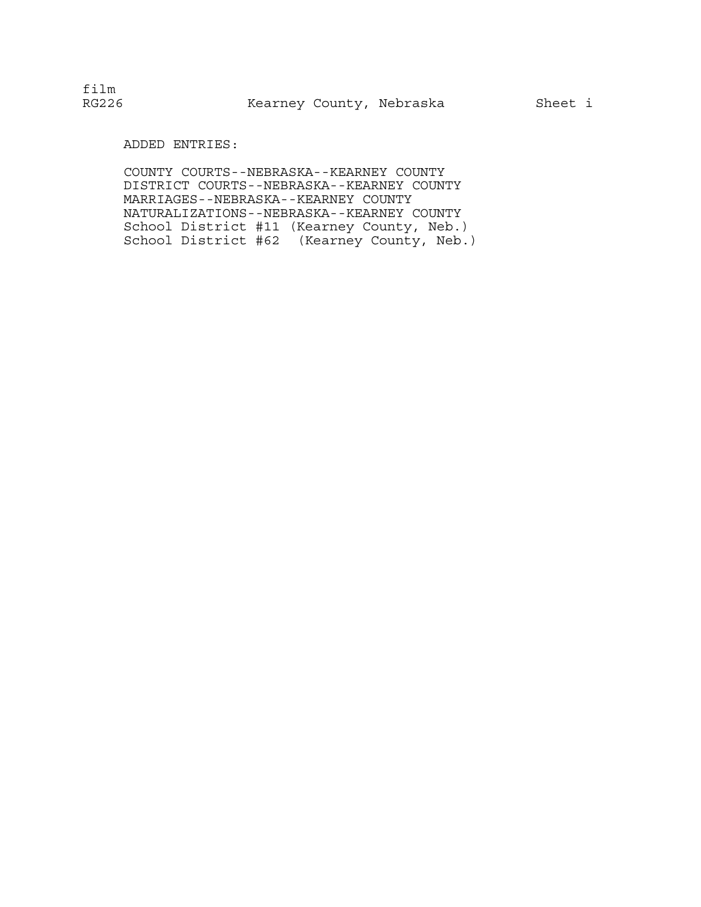ADDED ENTRIES:

COUNTY COURTS--NEBRASKA--KEARNEY COUNTY
DISTRICT COURTS--NEBRASKA--KEARNEY COUNTY
MARRIAGES--NEBRASKA--KEARNEY COUNTY
NATURALIZATIONS--NEBRASKA--KEARNEY COUNTY
School District #11 (Kearney County, Neb.)
School District #62 (Kearney County, Neb.)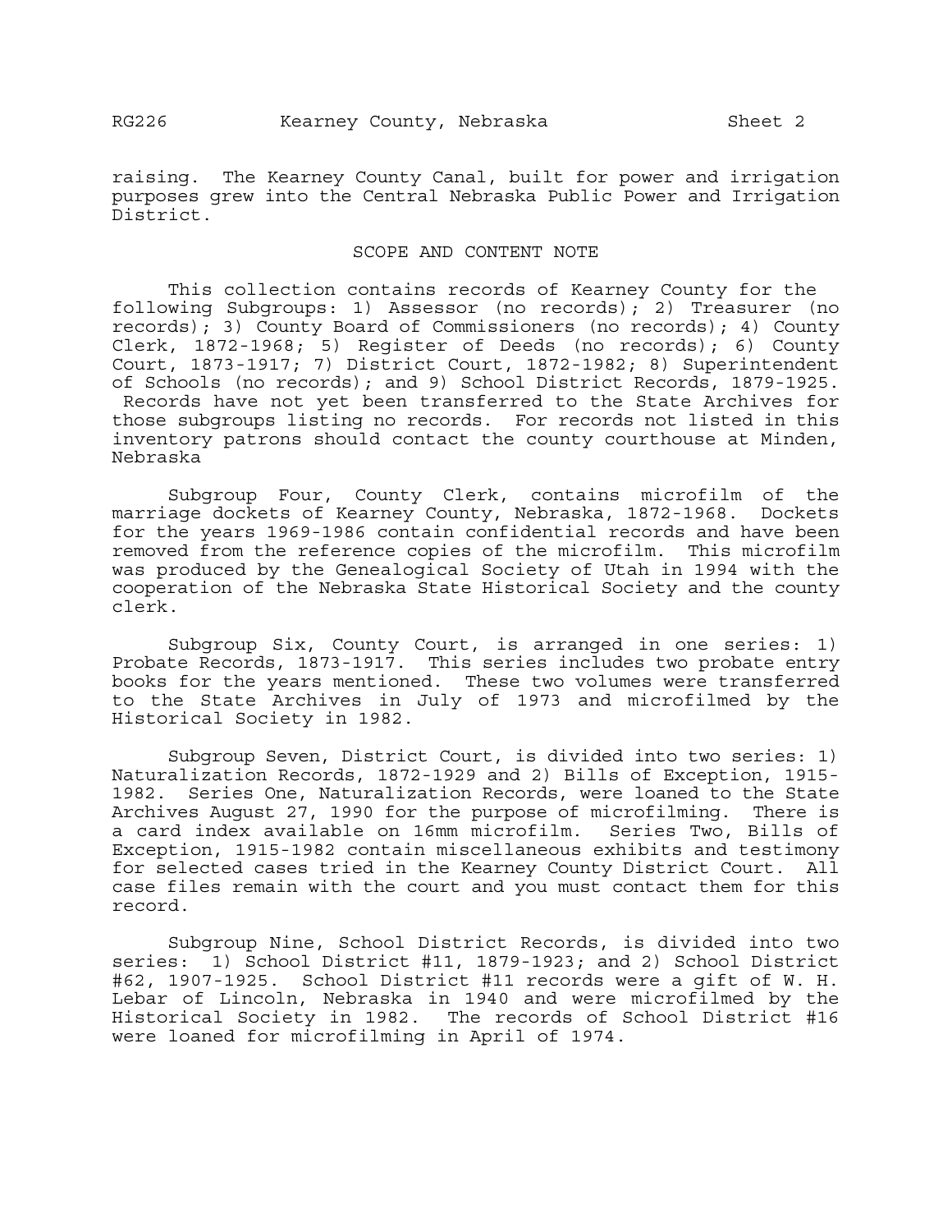raising. The Kearney County Canal, built for power and irrigation purposes grew into the Central Nebraska Public Power and Irrigation District.

## SCOPE AND CONTENT NOTE

This collection contains records of Kearney County for the following Subgroups: 1) Assessor (no records); 2) Treasurer (no records); 3) County Board of Commissioners (no records); 4) County Clerk, 1872-1968; 5) Register of Deeds (no records); 6) County Court, 1873-1917; 7) District Court, 1872-1982; 8) Superintendent of Schools (no records); and 9) School District Records, 1879-1925. Records have not yet been transferred to the State Archives for those subgroups listing no records. For records not listed in this inventory patrons should contact the county courthouse at Minden, Nebraska

Subgroup Four, County Clerk, contains microfilm of the marriage dockets of Kearney County, Nebraska, 1872-1968. Dockets for the years 1969-1986 contain confidential records and have been removed from the reference copies of the microfilm. This microfilm was produced by the Genealogical Society of Utah in 1994 with the cooperation of the Nebraska State Historical Society and the county clerk.

Subgroup Six, County Court, is arranged in one series: 1) Probate Records, 1873-1917. This series includes two probate entry books for the years mentioned. These two volumes were transferred to the State Archives in July of 1973 and microfilmed by the Historical Society in 1982.

Subgroup Seven, District Court, is divided into two series: 1) Naturalization Records, 1872-1929 and 2) Bills of Exception, 1915-1982. Series One, Naturalization Records, were loaned to the State Archives August 27, 1990 for the purpose of microfilming. There is a card index available on 16mm microfilm. Series Two, Bills of Exception, 1915-1982 contain miscellaneous exhibits and testimony for selected cases tried in the Kearney County District Court. All case files remain with the court and you must contact them for this record.

Subgroup Nine, School District Records, is divided into two series: 1) School District #11, 1879-1923; and 2) School District #62, 1907-1925. School District #11 records were a gift of W. H. Lebar of Lincoln, Nebraska in 1940 and were microfilmed by the Historical Society in 1982. The records of School District #16 were loaned for microfilming in April of 1974.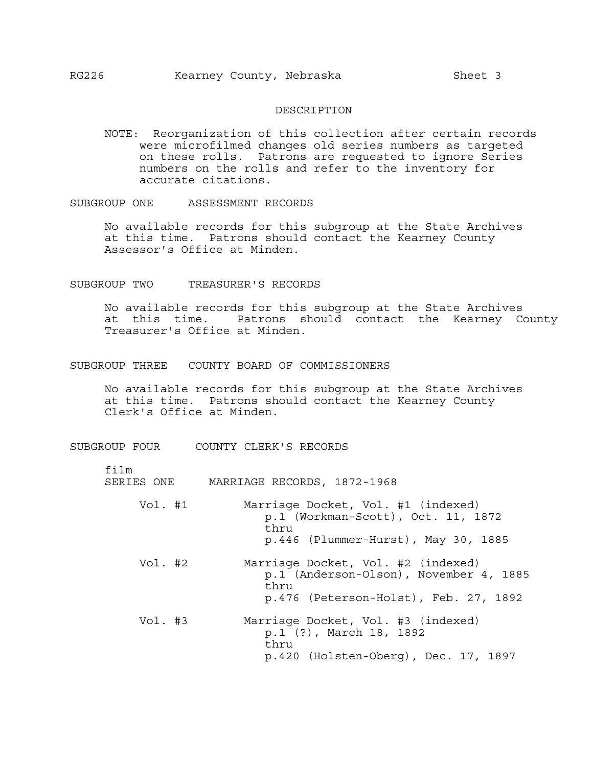## DESCRIPTION

NOTE: Reorganization of this collection after certain records were microfilmed changes old series numbers as targeted on these rolls. Patrons are requested to ignore Series numbers on the rolls and refer to the inventory for accurate citations.

### SUBGROUP ONE ASSESSMENT RECORDS

No available records for this subgroup at the State Archives at this time. Patrons should contact the Kearney County Assessor's Office at Minden.

### SUBGROUP TWO TREASURER'S RECORDS

No available records for this subgroup at the State Archives at this time. Patrons should contact the Kearney County Treasurer's Office at Minden.

### SUBGROUP THREE COUNTY BOARD OF COMMISSIONERS

No available records for this subgroup at the State Archives at this time. Patrons should contact the Kearney County Clerk's Office at Minden.

### SUBGROUP FOUR COUNTY CLERK'S RECORDS

film
#### SERIES ONE MARRIAGE RECORDS, 1872-1968

Vol. #1 Marriage Docket, Vol. #1 (indexed)
p.1 (Workman-Scott), Oct. 11, 1872
thru
p.446 (Plummer-Hurst), May 30, 1885

Vol. #2 Marriage Docket, Vol. #2 (indexed)
p.1 (Anderson-Olson), November 4, 1885
thru
p.476 (Peterson-Holst), Feb. 27, 1892

Vol. #3 Marriage Docket, Vol. #3 (indexed)
p.1 (?), March 18, 1892
thru
p.420 (Holsten-Oberg), Dec. 17, 1897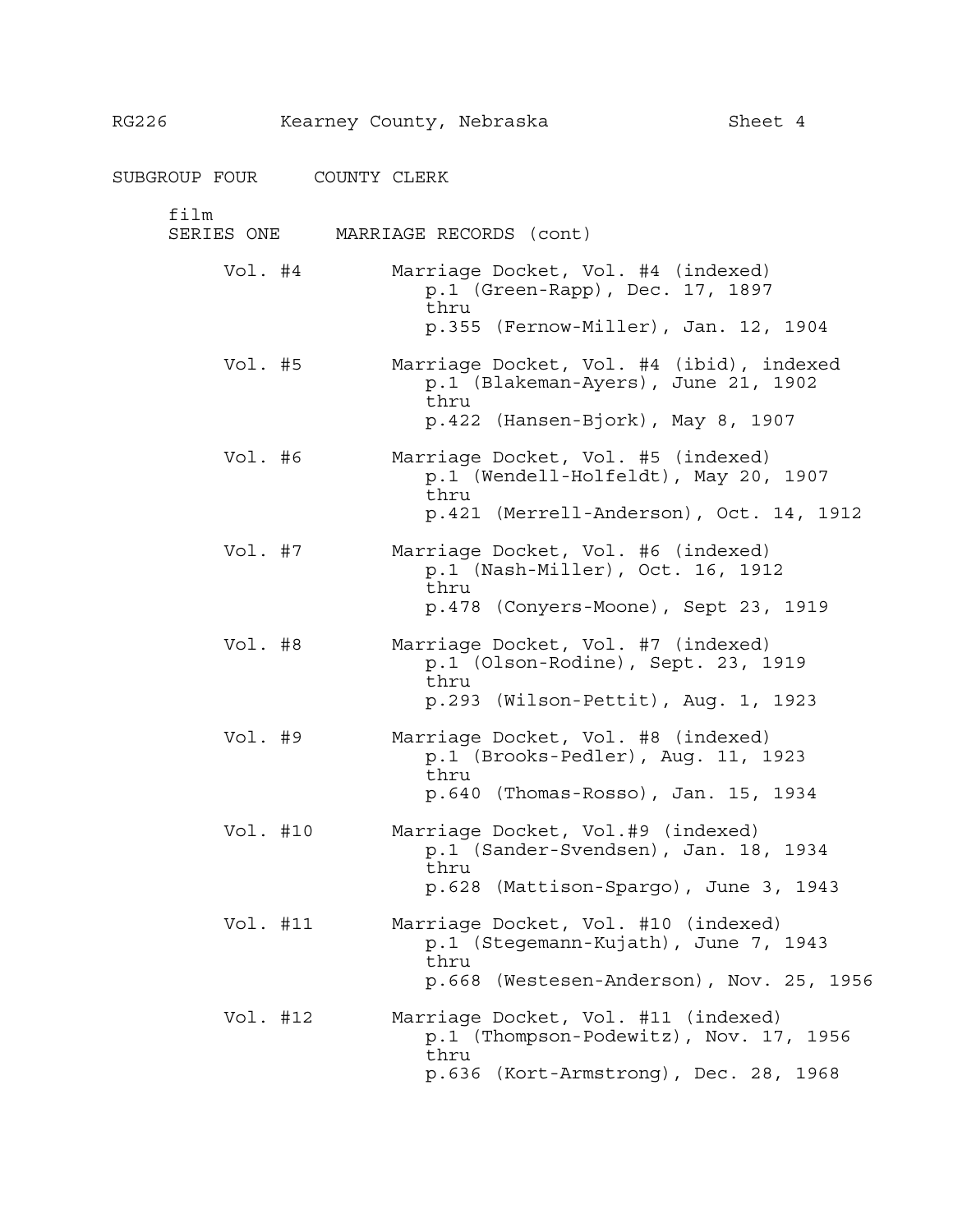RG226 Kearney County, Nebraska Sheet 4

## SUBGROUP FOUR COUNTY CLERK

### film SERIES ONE MARRIAGE RECORDS (cont)

Vol. #4 Marriage Docket, Vol. #4 (indexed)
p.1 (Green-Rapp), Dec. 17, 1897
thru
p.355 (Fernow-Miller), Jan. 12, 1904

Vol. #5 Marriage Docket, Vol. #4 (ibid), indexed
p.1 (Blakeman-Ayers), June 21, 1902
thru
p.422 (Hansen-Bjork), May 8, 1907

Vol. #6 Marriage Docket, Vol. #5 (indexed)
p.1 (Wendell-Holfeldt), May 20, 1907
thru
p.421 (Merrell-Anderson), Oct. 14, 1912

Vol. #7 Marriage Docket, Vol. #6 (indexed)
p.1 (Nash-Miller), Oct. 16, 1912
thru
p.478 (Conyers-Moone), Sept 23, 1919

Vol. #8 Marriage Docket, Vol. #7 (indexed)
p.1 (Olson-Rodine), Sept. 23, 1919
thru
p.293 (Wilson-Pettit), Aug. 1, 1923

Vol. #9 Marriage Docket, Vol. #8 (indexed)
p.1 (Brooks-Pedler), Aug. 11, 1923
thru
p.640 (Thomas-Rosso), Jan. 15, 1934

Vol. #10 Marriage Docket, Vol.#9 (indexed)
p.1 (Sander-Svendsen), Jan. 18, 1934
thru
p.628 (Mattison-Spargo), June 3, 1943

Vol. #11 Marriage Docket, Vol. #10 (indexed)
p.1 (Stegemann-Kujath), June 7, 1943
thru
p.668 (Westesen-Anderson), Nov. 25, 1956

Vol. #12 Marriage Docket, Vol. #11 (indexed)
p.1 (Thompson-Podewitz), Nov. 17, 1956
thru
p.636 (Kort-Armstrong), Dec. 28, 1968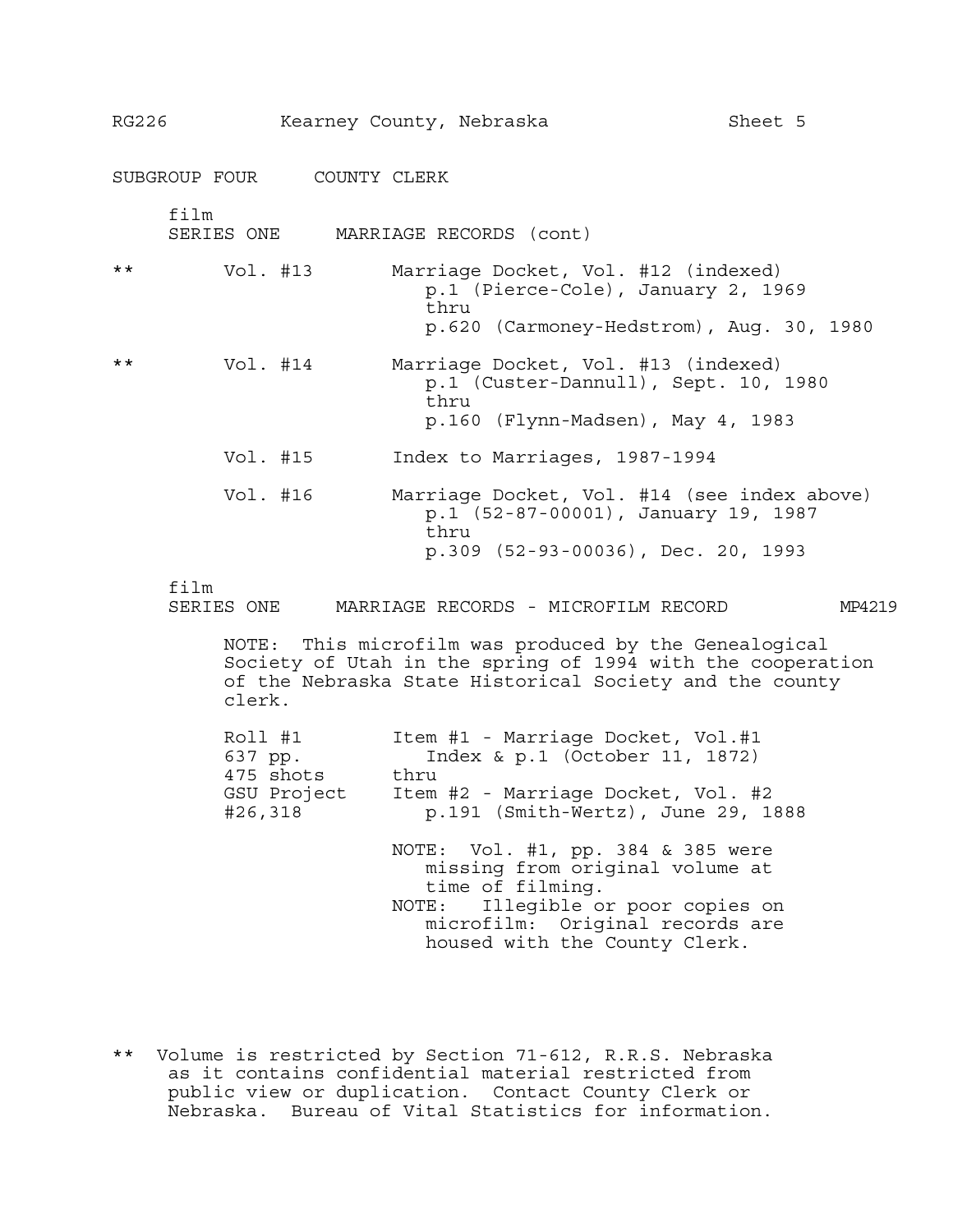SUBGROUP FOUR COUNTY CLERK

film
SERIES ONE MARRIAGE RECORDS (cont)

| | | |
|---|---|---|
| ** | Vol. #13 | Marriage Docket, Vol. #12 (indexed)<br>p.1 (Pierce-Cole), January 2, 1969<br>thru<br>p.620 (Carmoney-Hedstrom), Aug. 30, 1980 |
| ** | Vol. #14 | Marriage Docket, Vol. #13 (indexed)<br>p.1 (Custer-Dannull), Sept. 10, 1980<br>thru<br>p.160 (Flynn-Madsen), May 4, 1983 |
| | Vol. #15 | Index to Marriages, 1987-1994 |
| | Vol. #16 | Marriage Docket, Vol. #14 (see index above)<br>p.1 (52-87-00001), January 19, 1987<br>thru<br>p.309 (52-93-00036), Dec. 20, 1993 |

film
SERIES ONE MARRIAGE RECORDS - MICROFILM RECORD MP4219

NOTE: This microfilm was produced by the Genealogical Society of Utah in the spring of 1994 with the cooperation of the Nebraska State Historical Society and the county clerk.

| | |
|---|---|
| Roll #1<br>637 pp.<br>475 shots<br>GSU Project<br>#26,318 | Item #1 - Marriage Docket, Vol.#1<br>Index & p.1 (October 11, 1872)<br>thru<br>Item #2 - Marriage Docket, Vol. #2<br>p.191 (Smith-Wertz), June 29, 1888 |

NOTE: Vol. #1, pp. 384 & 385 were missing from original volume at time of filming.
NOTE: Illegible or poor copies on microfilm: Original records are housed with the County Clerk.

** Volume is restricted by Section 71-612, R.R.S. Nebraska as it contains confidential material restricted from public view or duplication. Contact County Clerk or Nebraska. Bureau of Vital Statistics for information.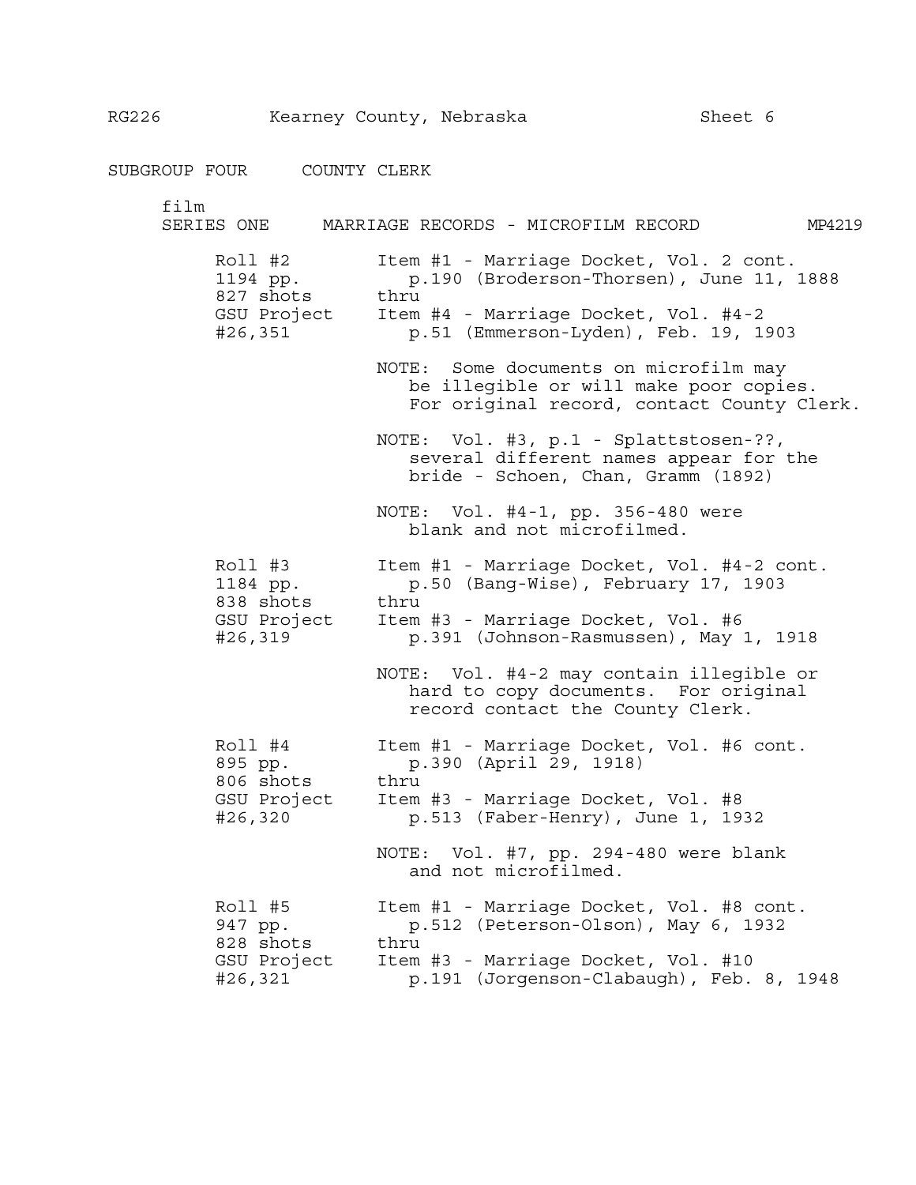RG226 Kearney County, Nebraska Sheet 6

## SUBGROUP FOUR COUNTY CLERK

film

### SERIES ONE MARRIAGE RECORDS - MICROFILM RECORD MP4219

| | |
|---|---|
| Roll #2<br>1194 pp.<br>827 shots<br>GSU Project<br>#26,351 | Item #1 - Marriage Docket, Vol. 2 cont.<br>p.190 (Broderson-Thorsen), June 11, 1888<br>thru<br>Item #4 - Marriage Docket, Vol. #4-2<br>p.51 (Emmerson-Lyden), Feb. 19, 1903<br><br>NOTE: Some documents on microfilm may be illegible or will make poor copies. For original record, contact County Clerk.<br><br>NOTE: Vol. #3, p.1 - Splattstosen-??, several different names appear for the bride - Schoen, Chan, Gramm (1892)<br><br>NOTE: Vol. #4-1, pp. 356-480 were blank and not microfilmed. |
| Roll #3<br>1184 pp.<br>838 shots<br>GSU Project<br>#26,319 | Item #1 - Marriage Docket, Vol. #4-2 cont.<br>p.50 (Bang-Wise), February 17, 1903<br>thru<br>Item #3 - Marriage Docket, Vol. #6<br>p.391 (Johnson-Rasmussen), May 1, 1918<br><br>NOTE: Vol. #4-2 may contain illegible or hard to copy documents. For original record contact the County Clerk. |
| Roll #4<br>895 pp.<br>806 shots<br>GSU Project<br>#26,320 | Item #1 - Marriage Docket, Vol. #6 cont.<br>p.390 (April 29, 1918)<br>thru<br>Item #3 - Marriage Docket, Vol. #8<br>p.513 (Faber-Henry), June 1, 1932<br><br>NOTE: Vol. #7, pp. 294-480 were blank and not microfilmed. |
| Roll #5<br>947 pp.<br>828 shots<br>GSU Project<br>#26,321 | Item #1 - Marriage Docket, Vol. #8 cont.<br>p.512 (Peterson-Olson), May 6, 1932<br>thru<br>Item #3 - Marriage Docket, Vol. #10<br>p.191 (Jorgenson-Clabaugh), Feb. 8, 1948 |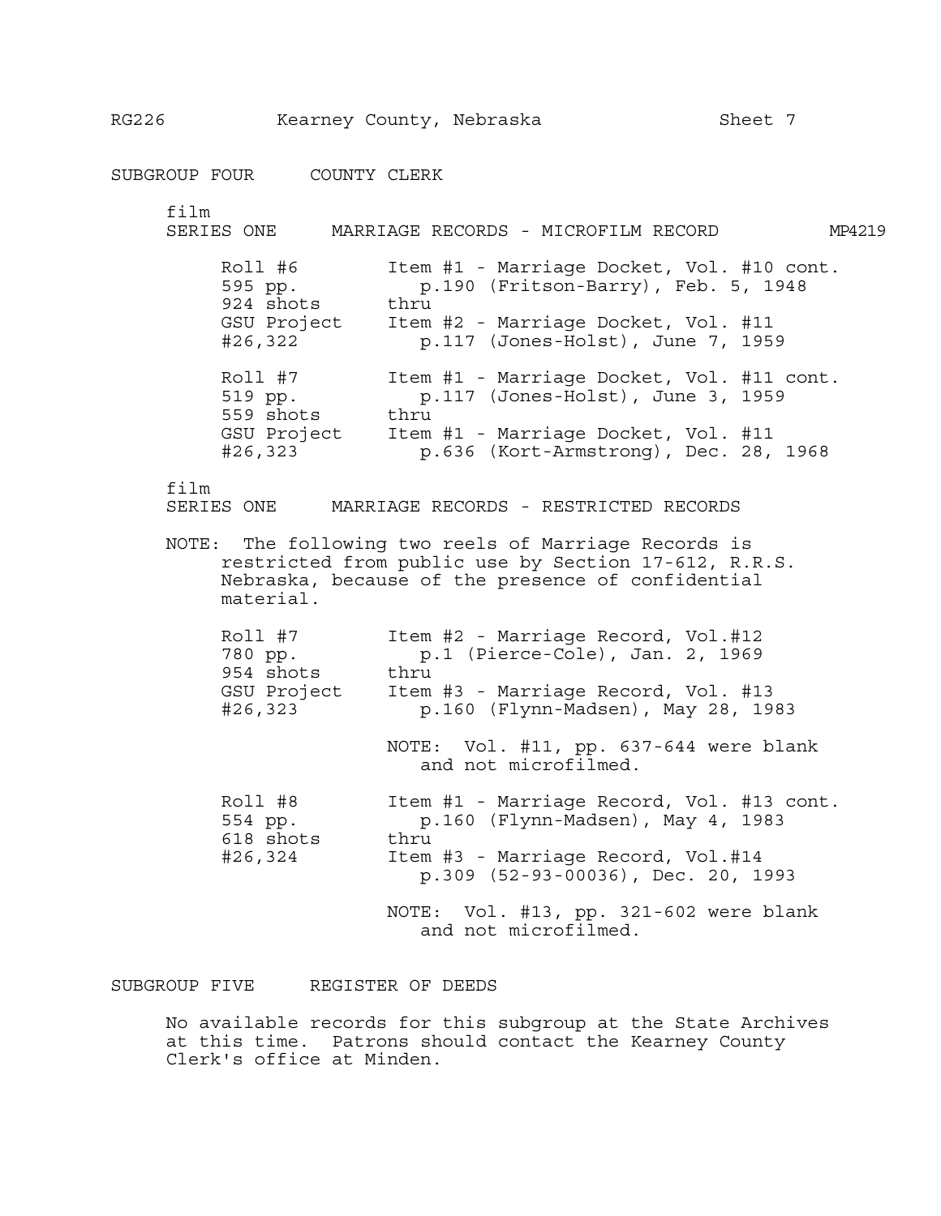## SUBGROUP FOUR COUNTY CLERK

film
### SERIES ONE MARRIAGE RECORDS - MICROFILM RECORD MP4219

| | |
|---|---|
| Roll #6<br>595 pp.<br>924 shots<br>GSU Project<br>#26,322 | Item #1 - Marriage Docket, Vol. #10 cont.<br>p.190 (Fritson-Barry), Feb. 5, 1948<br>thru<br>Item #2 - Marriage Docket, Vol. #11<br>p.117 (Jones-Holst), June 7, 1959 |
| Roll #7<br>519 pp.<br>559 shots<br>GSU Project<br>#26,323 | Item #1 - Marriage Docket, Vol. #11 cont.<br>p.117 (Jones-Holst), June 3, 1959<br>thru<br>Item #1 - Marriage Docket, Vol. #11<br>p.636 (Kort-Armstrong), Dec. 28, 1968 |

film
### SERIES ONE MARRIAGE RECORDS - RESTRICTED RECORDS

NOTE: The following two reels of Marriage Records is restricted from public use by Section 17-612, R.R.S. Nebraska, because of the presence of confidential material.

| | |
|---|---|
| Roll #7<br>780 pp.<br>954 shots<br>GSU Project<br>#26,323 | Item #2 - Marriage Record, Vol.#12<br>p.1 (Pierce-Cole), Jan. 2, 1969<br>thru<br>Item #3 - Marriage Record, Vol. #13<br>p.160 (Flynn-Madsen), May 28, 1983<br><br>NOTE: Vol. #11, pp. 637-644 were blank and not microfilmed. |
| Roll #8<br>554 pp.<br>618 shots<br>#26,324 | Item #1 - Marriage Record, Vol. #13 cont.<br>p.160 (Flynn-Madsen), May 4, 1983<br>thru<br>Item #3 - Marriage Record, Vol.#14<br>p.309 (52-93-00036), Dec. 20, 1993<br><br>NOTE: Vol. #13, pp. 321-602 were blank and not microfilmed. |

## SUBGROUP FIVE REGISTER OF DEEDS

No available records for this subgroup at the State Archives at this time. Patrons should contact the Kearney County Clerk's office at Minden.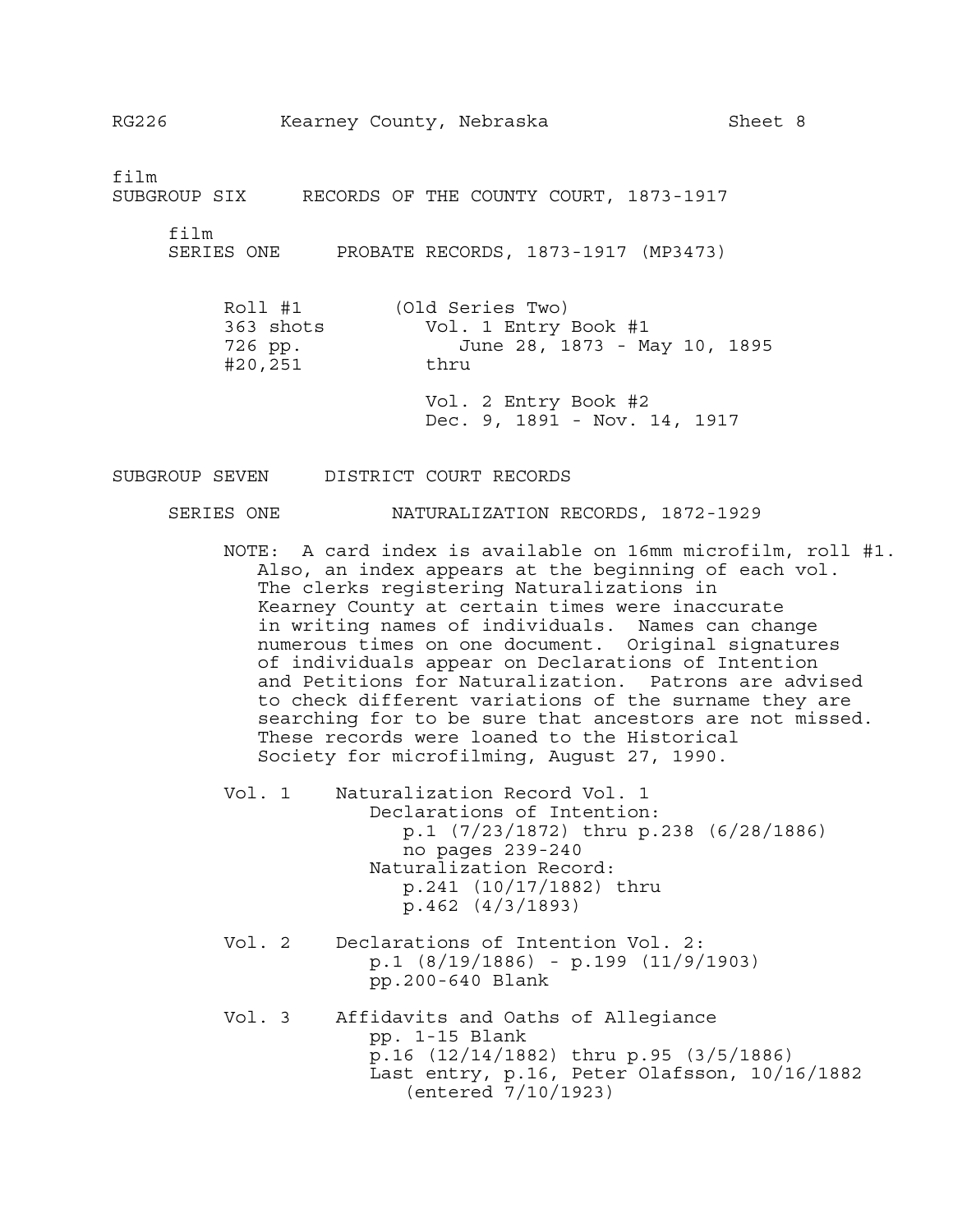film
## SUBGROUP SIX RECORDS OF THE COUNTY COURT, 1873-1917

film
### SERIES ONE PROBATE RECORDS, 1873-1917 (MP3473)

Roll #1 (Old Series Two)
363 shots
726 pp.
#20,251

Vol. 1 Entry Book #1
June 28, 1873 - May 10, 1895
thru

Vol. 2 Entry Book #2
Dec. 9, 1891 - Nov. 14, 1917

## SUBGROUP SEVEN DISTRICT COURT RECORDS

### SERIES ONE NATURALIZATION RECORDS, 1872-1929

NOTE: A card index is available on 16mm microfilm, roll #1. Also, an index appears at the beginning of each vol. The clerks registering Naturalizations in Kearney County at certain times were inaccurate in writing names of individuals. Names can change numerous times on one document. Original signatures of individuals appear on Declarations of Intention and Petitions for Naturalization. Patrons are advised to check different variations of the surname they are searching for to be sure that ancestors are not missed. These records were loaned to the Historical Society for microfilming, August 27, 1990.

Vol. 1 Naturalization Record Vol. 1
- Declarations of Intention:
  - p.1 (7/23/1872) thru p.238 (6/28/1886)
  - no pages 239-240
- Naturalization Record:
  - p.241 (10/17/1882) thru
  - p.462 (4/3/1893)

Vol. 2 Declarations of Intention Vol. 2:
- p.1 (8/19/1886) - p.199 (11/9/1903)
- pp.200-640 Blank

Vol. 3 Affidavits and Oaths of Allegiance
- pp. 1-15 Blank
- p.16 (12/14/1882) thru p.95 (3/5/1886)
- Last entry, p.16, Peter Olafsson, 10/16/1882 (entered 7/10/1923)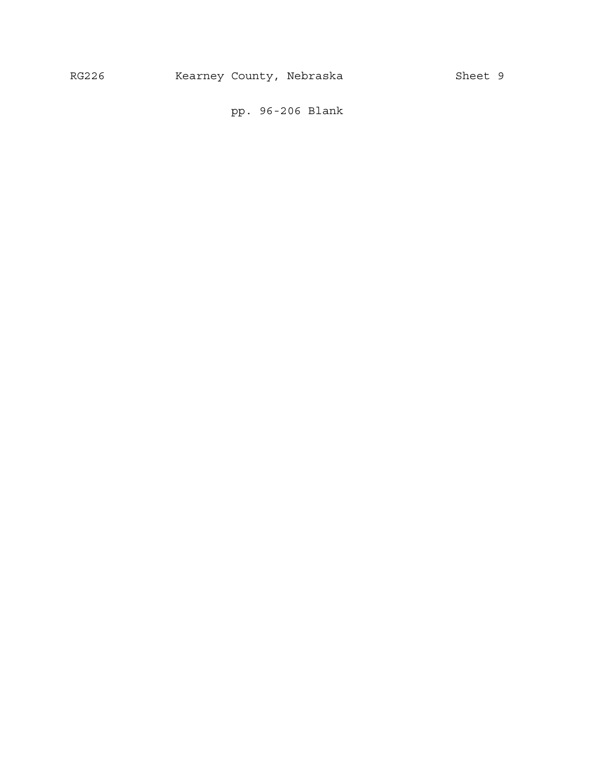pp. 96-206 Blank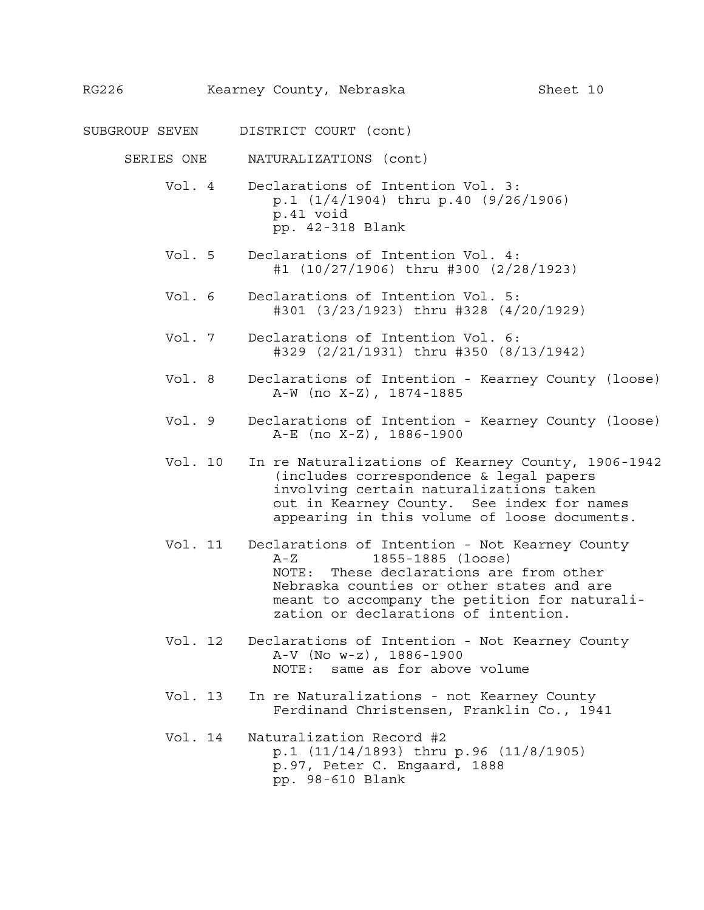SUBGROUP SEVEN DISTRICT COURT (cont)

SERIES ONE NATURALIZATIONS (cont)

Vol. 4 Declarations of Intention Vol. 3:
p.1 (1/4/1904) thru p.40 (9/26/1906)
p.41 void
pp. 42-318 Blank

Vol. 5 Declarations of Intention Vol. 4:
#1 (10/27/1906) thru #300 (2/28/1923)

Vol. 6 Declarations of Intention Vol. 5:
#301 (3/23/1923) thru #328 (4/20/1929)

Vol. 7 Declarations of Intention Vol. 6:
#329 (2/21/1931) thru #350 (8/13/1942)

Vol. 8 Declarations of Intention - Kearney County (loose)
A-W (no X-Z), 1874-1885

Vol. 9 Declarations of Intention - Kearney County (loose)
A-E (no X-Z), 1886-1900

Vol. 10 In re Naturalizations of Kearney County, 1906-1942
(includes correspondence & legal papers involving certain naturalizations taken out in Kearney County. See index for names appearing in this volume of loose documents.

Vol. 11 Declarations of Intention - Not Kearney County
A-Z 1855-1885 (loose)
NOTE: These declarations are from other Nebraska counties or other states and are meant to accompany the petition for naturalization or declarations of intention.

Vol. 12 Declarations of Intention - Not Kearney County
A-V (No w-z), 1886-1900
NOTE: same as for above volume

Vol. 13 In re Naturalizations - not Kearney County
Ferdinand Christensen, Franklin Co., 1941

Vol. 14 Naturalization Record #2
p.1 (11/14/1893) thru p.96 (11/8/1905)
p.97, Peter C. Engaard, 1888
pp. 98-610 Blank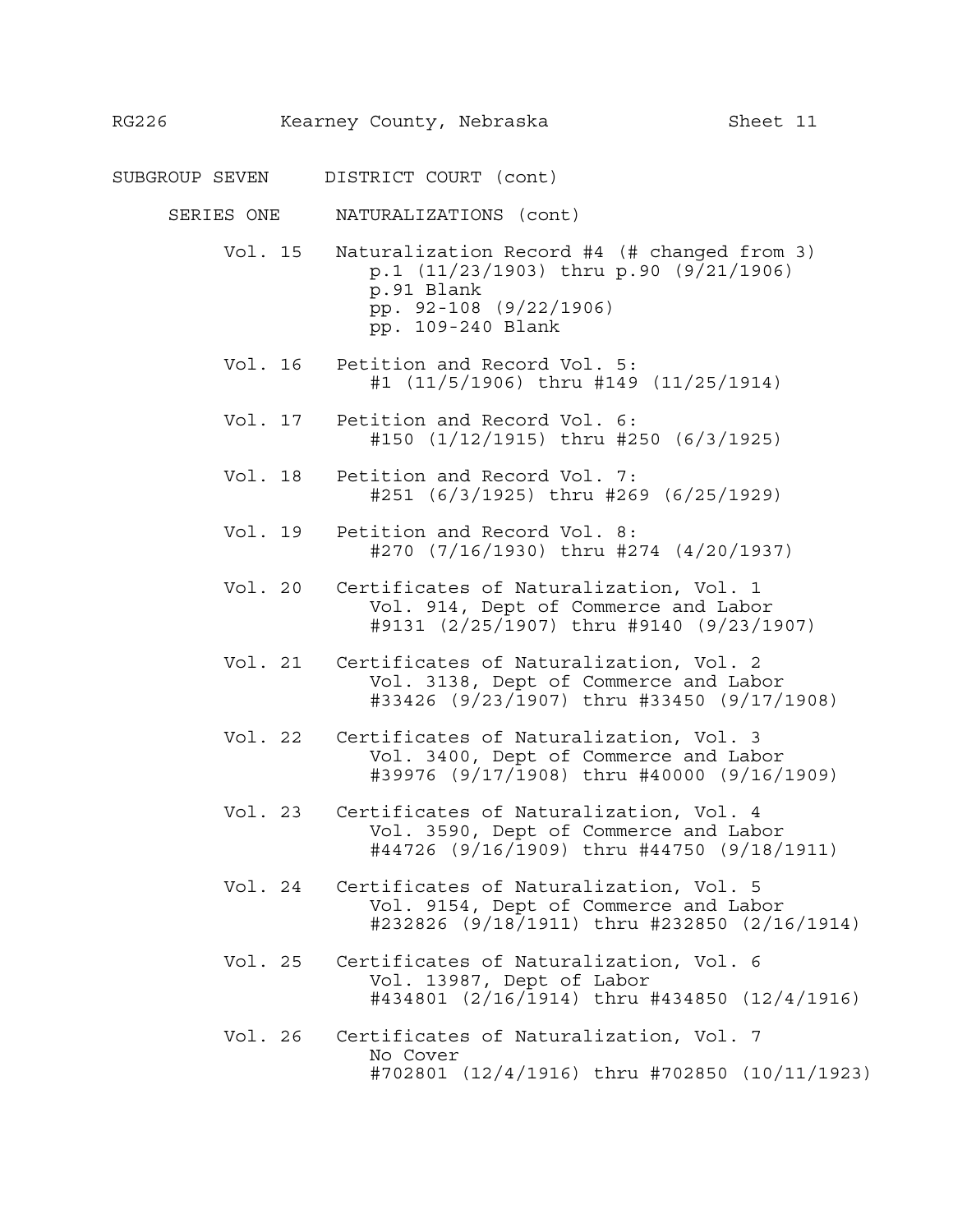SUBGROUP SEVEN DISTRICT COURT (cont)

SERIES ONE NATURALIZATIONS (cont)

Vol. 15 Naturalization Record #4 (# changed from 3)
- p.1 (11/23/1903) thru p.90 (9/21/1906)
- p.91 Blank
- pp. 92-108 (9/22/1906)
- pp. 109-240 Blank

Vol. 16 Petition and Record Vol. 5:
- #1 (11/5/1906) thru #149 (11/25/1914)

Vol. 17 Petition and Record Vol. 6:
- #150 (1/12/1915) thru #250 (6/3/1925)

Vol. 18 Petition and Record Vol. 7:
- #251 (6/3/1925) thru #269 (6/25/1929)

Vol. 19 Petition and Record Vol. 8:
- #270 (7/16/1930) thru #274 (4/20/1937)

Vol. 20 Certificates of Naturalization, Vol. 1
- Vol. 914, Dept of Commerce and Labor
- #9131 (2/25/1907) thru #9140 (9/23/1907)

Vol. 21 Certificates of Naturalization, Vol. 2
- Vol. 3138, Dept of Commerce and Labor
- #33426 (9/23/1907) thru #33450 (9/17/1908)

Vol. 22 Certificates of Naturalization, Vol. 3
- Vol. 3400, Dept of Commerce and Labor
- #39976 (9/17/1908) thru #40000 (9/16/1909)

Vol. 23 Certificates of Naturalization, Vol. 4
- Vol. 3590, Dept of Commerce and Labor
- #44726 (9/16/1909) thru #44750 (9/18/1911)

Vol. 24 Certificates of Naturalization, Vol. 5
- Vol. 9154, Dept of Commerce and Labor
- #232826 (9/18/1911) thru #232850 (2/16/1914)

Vol. 25 Certificates of Naturalization, Vol. 6
- Vol. 13987, Dept of Labor
- #434801 (2/16/1914) thru #434850 (12/4/1916)

Vol. 26 Certificates of Naturalization, Vol. 7
- No Cover
- #702801 (12/4/1916) thru #702850 (10/11/1923)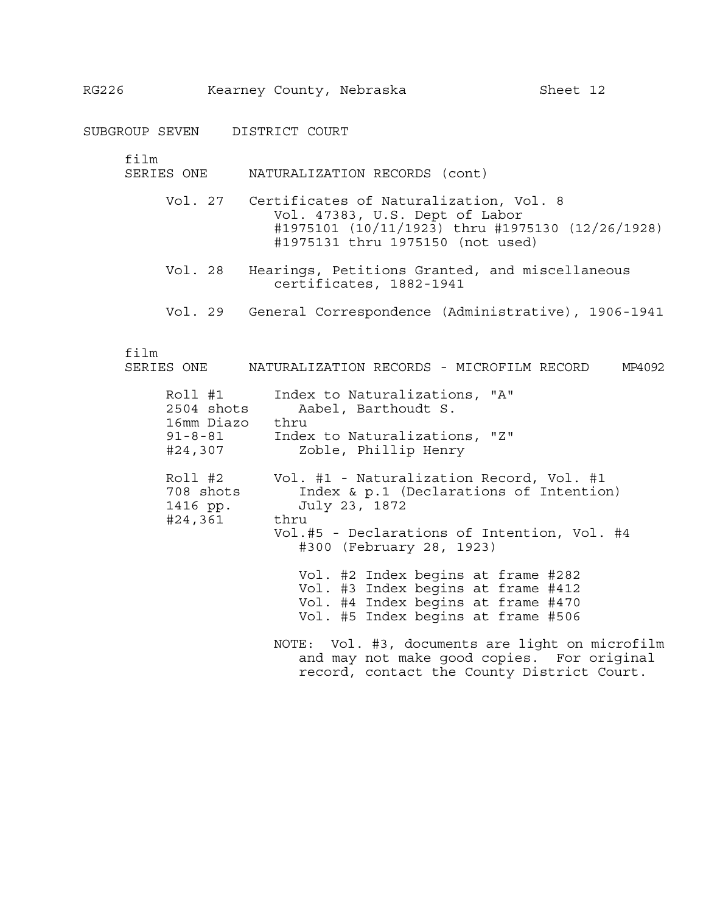## SUBGROUP SEVEN DISTRICT COURT

film
### SERIES ONE NATURALIZATION RECORDS (cont)

Vol. 27 Certificates of Naturalization, Vol. 8
 Vol. 47383, U.S. Dept of Labor
 #1975101 (10/11/1923) thru #1975130 (12/26/1928)
 #1975131 thru 1975150 (not used)

Vol. 28 Hearings, Petitions Granted, and miscellaneous
 certificates, 1882-1941

Vol. 29 General Correspondence (Administrative), 1906-1941

film
### SERIES ONE NATURALIZATION RECORDS - MICROFILM RECORD MP4092

| | |
|---|---|
| Roll #1<br>2504 shots<br>16mm Diazo<br>91-8-81<br>#24,307 | Index to Naturalizations, "A"<br>Aabel, Barthoudt S.<br>thru<br>Index to Naturalizations, "Z"<br>Zoble, Phillip Henry |
| Roll #2<br>708 shots<br>1416 pp.<br>#24,361 | Vol. #1 - Naturalization Record, Vol. #1<br>Index & p.1 (Declarations of Intention)<br>July 23, 1872<br>thru<br>Vol.#5 - Declarations of Intention, Vol. #4<br>#300 (February 28, 1923)<br><br>Vol. #2 Index begins at frame #282<br>Vol. #3 Index begins at frame #412<br>Vol. #4 Index begins at frame #470<br>Vol. #5 Index begins at frame #506<br><br>NOTE: Vol. #3, documents are light on microfilm and may not make good copies. For original record, contact the County District Court. |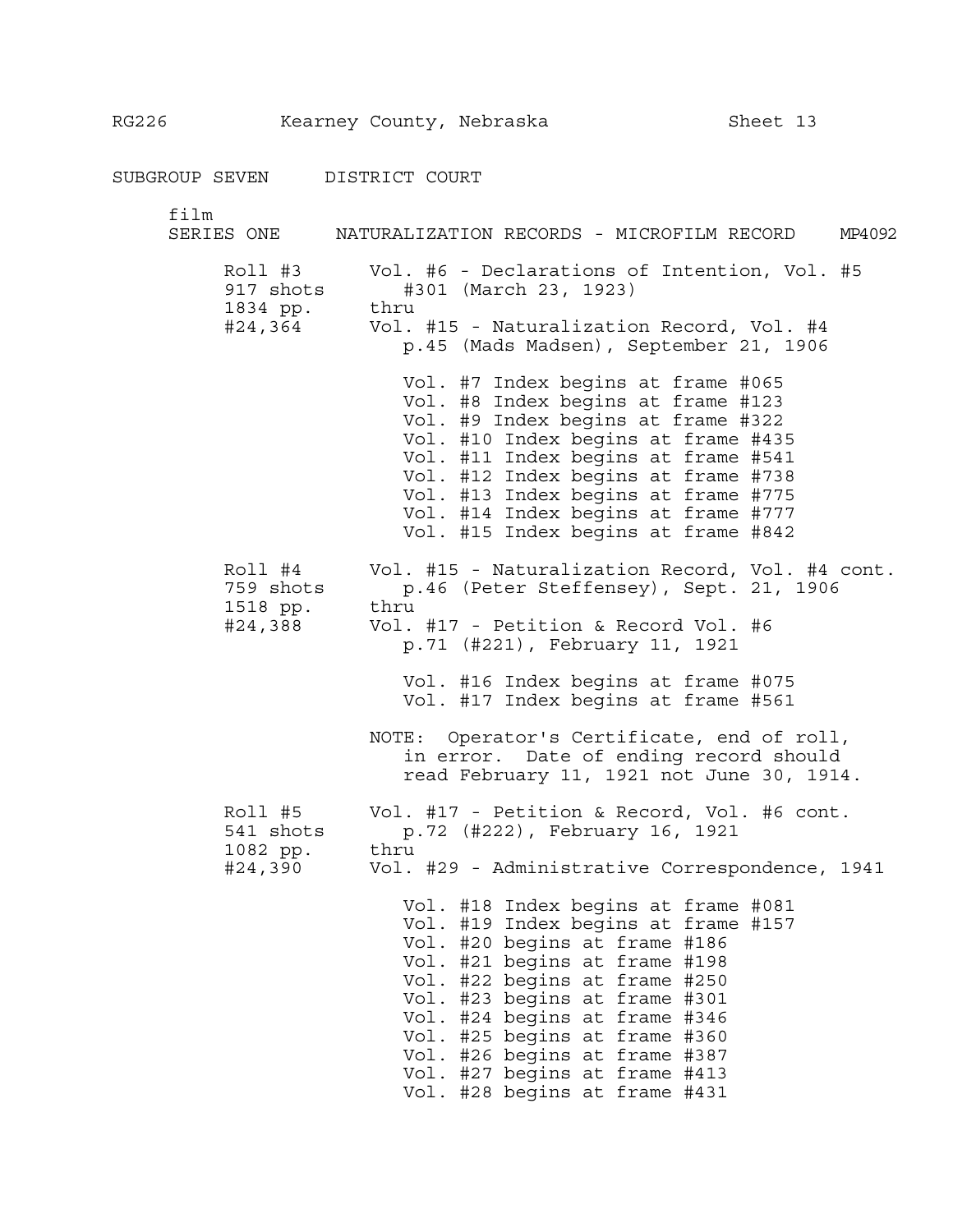## SUBGROUP SEVEN DISTRICT COURT

film
### SERIES ONE NATURALIZATION RECORDS - MICROFILM RECORD MP4092

**Roll #3**
917 shots
1834 pp.
#24,364

Vol. #6 - Declarations of Intention, Vol. #5 #301 (March 23, 1923)
thru
Vol. #15 - Naturalization Record, Vol. #4 p.45 (Mads Madsen), September 21, 1906

- Vol. #7 Index begins at frame #065
- Vol. #8 Index begins at frame #123
- Vol. #9 Index begins at frame #322
- Vol. #10 Index begins at frame #435
- Vol. #11 Index begins at frame #541
- Vol. #12 Index begins at frame #738
- Vol. #13 Index begins at frame #775
- Vol. #14 Index begins at frame #777
- Vol. #15 Index begins at frame #842

**Roll #4**
759 shots
1518 pp.
#24,388

Vol. #15 - Naturalization Record, Vol. #4 cont. p.46 (Peter Steffensey), Sept. 21, 1906
thru
Vol. #17 - Petition & Record Vol. #6 p.71 (#221), February 11, 1921

- Vol. #16 Index begins at frame #075
- Vol. #17 Index begins at frame #561

NOTE: Operator's Certificate, end of roll, in error. Date of ending record should read February 11, 1921 not June 30, 1914.

**Roll #5**
541 shots
1082 pp.
#24,390

Vol. #17 - Petition & Record, Vol. #6 cont. p.72 (#222), February 16, 1921
thru
Vol. #29 - Administrative Correspondence, 1941

- Vol. #18 Index begins at frame #081
- Vol. #19 Index begins at frame #157
- Vol. #20 begins at frame #186
- Vol. #21 begins at frame #198
- Vol. #22 begins at frame #250
- Vol. #23 begins at frame #301
- Vol. #24 begins at frame #346
- Vol. #25 begins at frame #360
- Vol. #26 begins at frame #387
- Vol. #27 begins at frame #413
- Vol. #28 begins at frame #431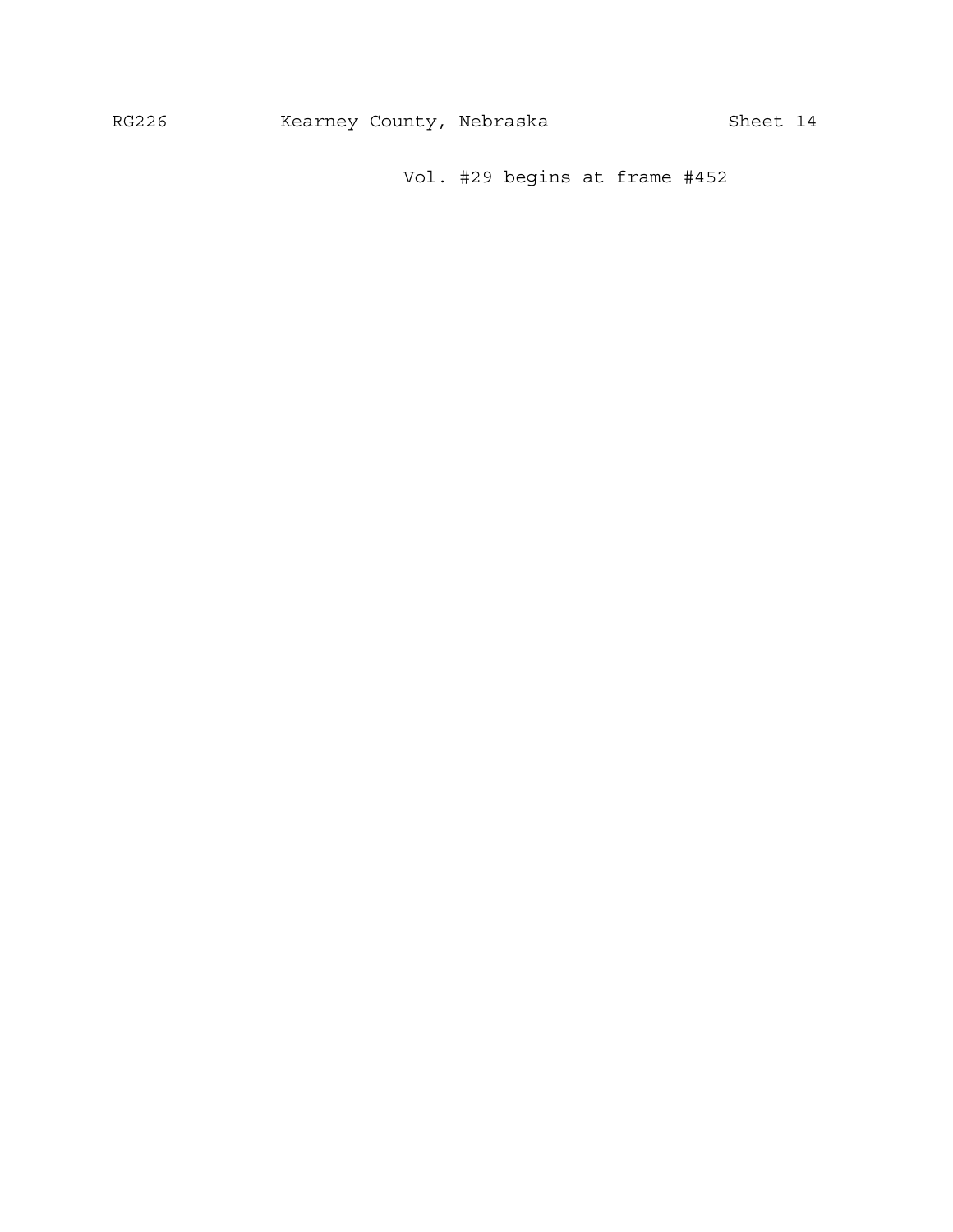Vol. #29 begins at frame #452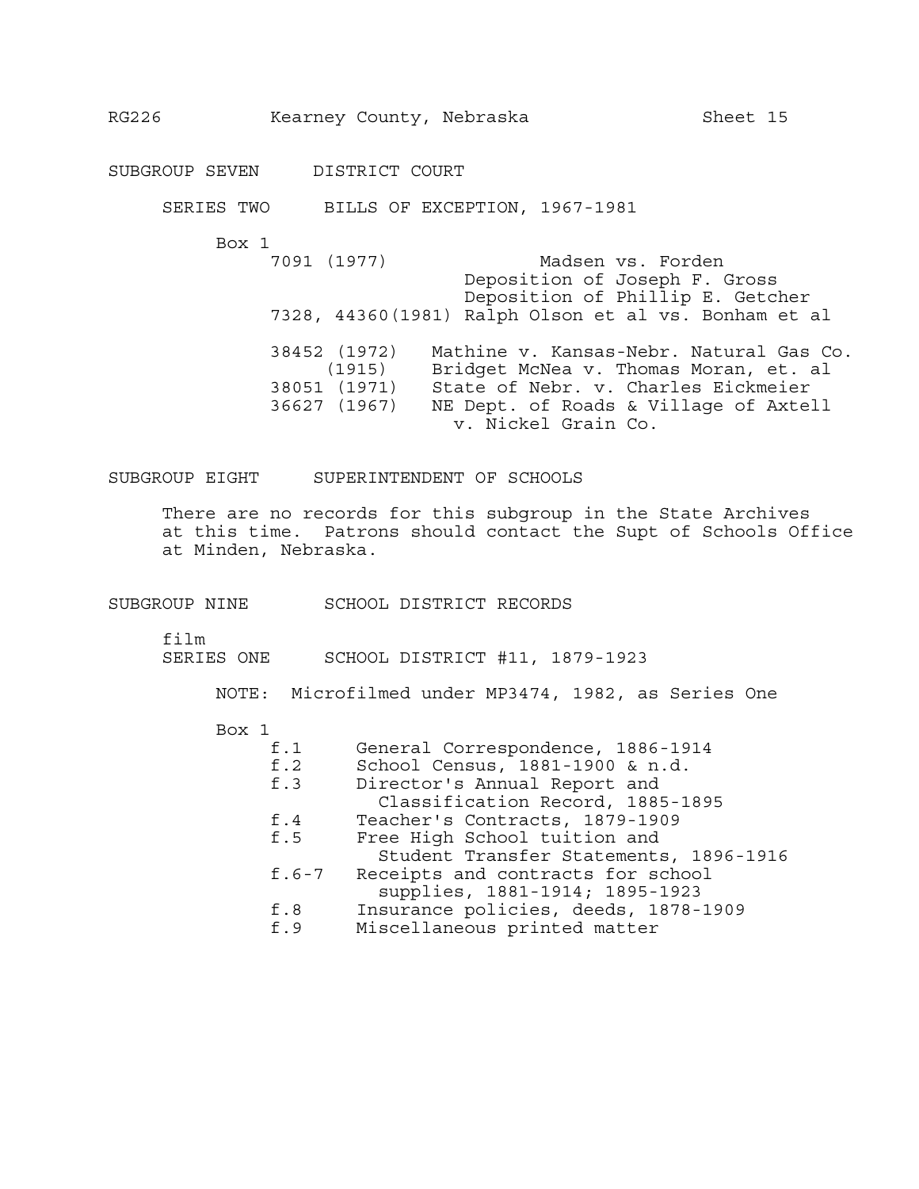## SUBGROUP SEVEN DISTRICT COURT

### SERIES TWO BILLS OF EXCEPTION, 1967-1981

Box 1

- 7091 (1977) Madsen vs. Forden
  - Deposition of Joseph F. Gross
  - Deposition of Phillip E. Getcher
- 7328, 44360(1981) Ralph Olson et al vs. Bonham et al
- 38452 (1972) Mathine v. Kansas-Nebr. Natural Gas Co.
- (1915) Bridget McNea v. Thomas Moran, et. al
- 38051 (1971) State of Nebr. v. Charles Eickmeier
- 36627 (1967) NE Dept. of Roads & Village of Axtell v. Nickel Grain Co.

## SUBGROUP EIGHT SUPERINTENDENT OF SCHOOLS

There are no records for this subgroup in the State Archives at this time. Patrons should contact the Supt of Schools Office at Minden, Nebraska.

## SUBGROUP NINE SCHOOL DISTRICT RECORDS

film

### SERIES ONE SCHOOL DISTRICT #11, 1879-1923

NOTE: Microfilmed under MP3474, 1982, as Series One

Box 1

- f.1 General Correspondence, 1886-1914
- f.2 School Census, 1881-1900 & n.d.
- f.3 Director's Annual Report and Classification Record, 1885-1895
- f.4 Teacher's Contracts, 1879-1909
- f.5 Free High School tuition and Student Transfer Statements, 1896-1916
- f.6-7 Receipts and contracts for school supplies, 1881-1914; 1895-1923
- f.8 Insurance policies, deeds, 1878-1909
- f.9 Miscellaneous printed matter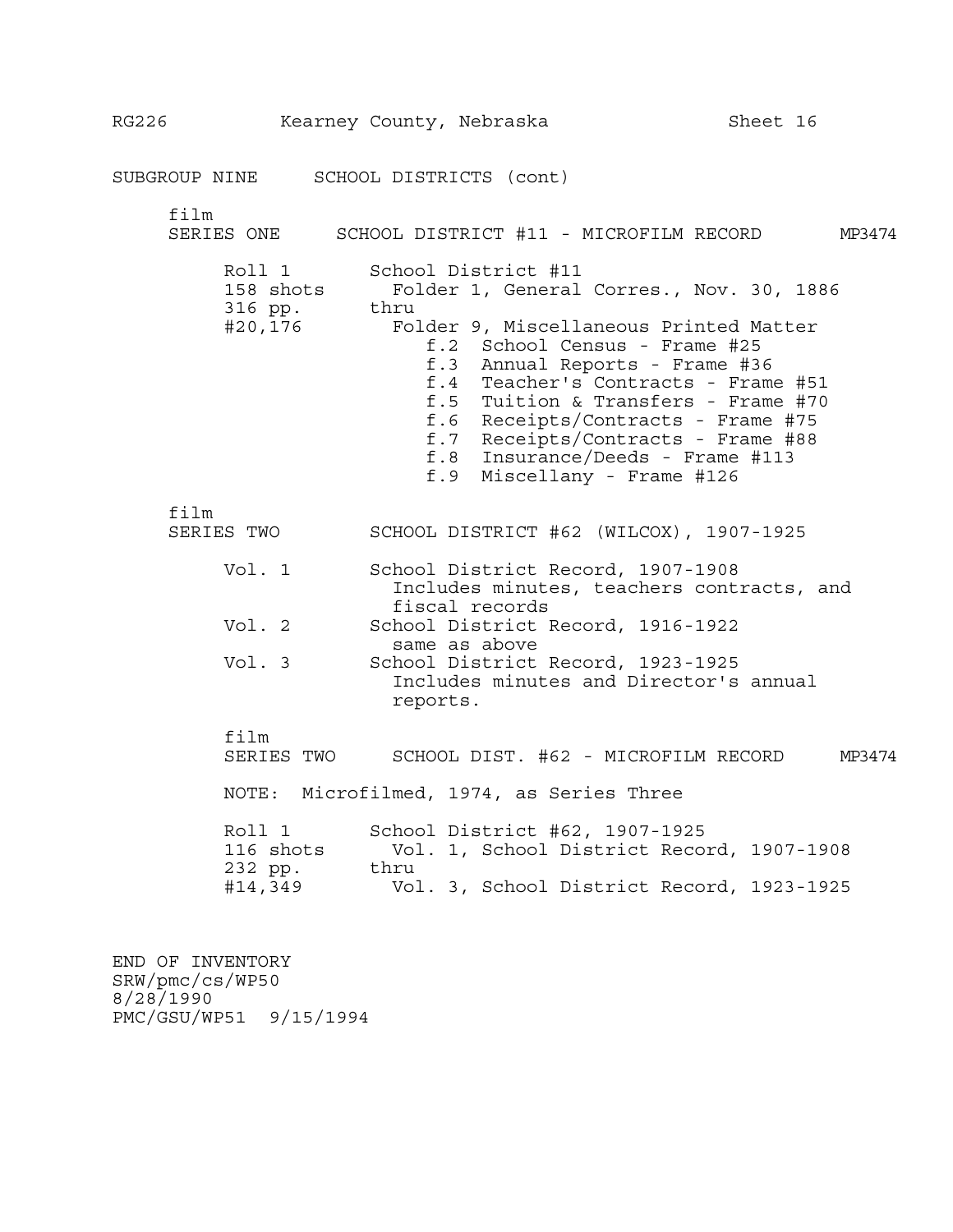RG226 Kearney County, Nebraska Sheet 16

SUBGROUP NINE SCHOOL DISTRICTS (cont)

film
SERIES ONE SCHOOL DISTRICT #11 - MICROFILM RECORD MP3474

| | | |
|---|---|---|
| Roll 1 | School District #11 | |
| 158 shots | Folder 1, General Corres., Nov. 30, 1886 | |
| 316 pp. | thru | |
| #20,176 | Folder 9, Miscellaneous Printed Matter | |
| | f.2 | School Census - Frame #25 |
| | f.3 | Annual Reports - Frame #36 |
| | f.4 | Teacher's Contracts - Frame #51 |
| | f.5 | Tuition & Transfers - Frame #70 |
| | f.6 | Receipts/Contracts - Frame #75 |
| | f.7 | Receipts/Contracts - Frame #88 |
| | f.8 | Insurance/Deeds - Frame #113 |
| | f.9 | Miscellany - Frame #126 |

film
SERIES TWO SCHOOL DISTRICT #62 (WILCOX), 1907-1925

| | |
|---|---|
| Vol. 1 | School District Record, 1907-1908<br>Includes minutes, teachers contracts, and fiscal records |
| Vol. 2 | School District Record, 1916-1922<br>same as above |
| Vol. 3 | School District Record, 1923-1925<br>Includes minutes and Director's annual reports. |

film
SERIES TWO SCHOOL DIST. #62 - MICROFILM RECORD MP3474

NOTE: Microfilmed, 1974, as Series Three

| | |
|---|---|
| Roll 1 | School District #62, 1907-1925 |
| 116 shots | Vol. 1, School District Record, 1907-1908 |
| 232 pp. | thru |
| #14,349 | Vol. 3, School District Record, 1923-1925 |

END OF INVENTORY
SRW/pmc/cs/WP50
8/28/1990
PMC/GSU/WP51 9/15/1994